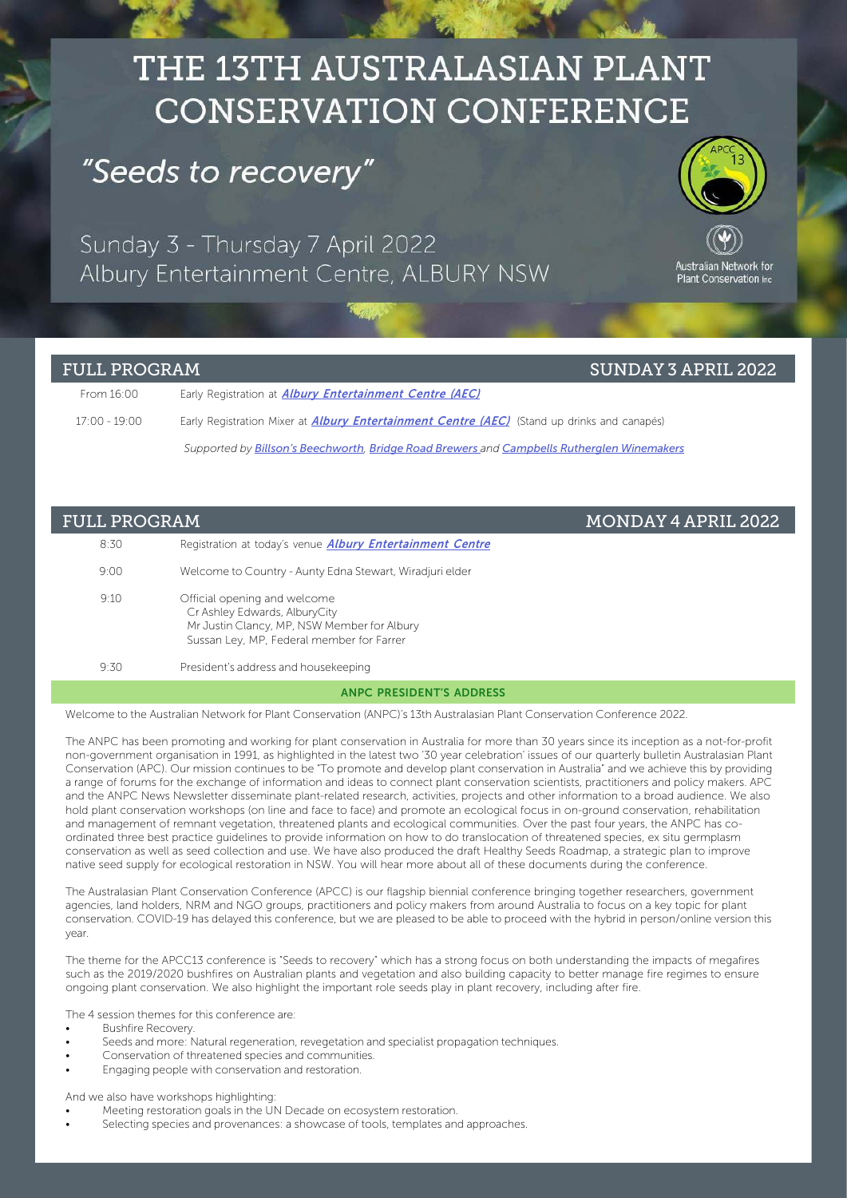# THE 13TH AUSTRALASIAN PLANT CONSERVATION CONFERENCE

## *"Seeds to recovery"*

Sunday 3 - Thursday 7 April 2022
Albury Entertainment Centre, ALBURY NSW

APCC 13

Australian Network for Plant Conservation Inc

## FULL PROGRAM — SUNDAY 3 APRIL 2022

| | |
|---|---|
| From 16:00 | Early Registration at ***Albury Entertainment Centre (AEC)*** |
| 17:00 - 19:00 | Early Registration Mixer at ***Albury Entertainment Centre (AEC)*** (Stand up drinks and canapés) |
| | *Supported by Billson's Beechworth, Bridge Road Brewers and Campbells Rutherglen Winemakers* |

## FULL PROGRAM — MONDAY 4 APRIL 2022

| | |
|---|---|
| 8:30 | Registration at today's venue ***Albury Entertainment Centre*** |
| 9:00 | Welcome to Country - Aunty Edna Stewart, Wiradjuri elder |
| 9:10 | Official opening and welcome<br>Cr Ashley Edwards, AlburyCity<br>Mr Justin Clancy, MP, NSW Member for Albury<br>Sussan Ley, MP, Federal member for Farrer |
| 9:30 | President's address and housekeeping |

### ANPC PRESIDENT'S ADDRESS

Welcome to the Australian Network for Plant Conservation (ANPC)'s 13th Australasian Plant Conservation Conference 2022.

The ANPC has been promoting and working for plant conservation in Australia for more than 30 years since its inception as a not-for-profit non-government organisation in 1991, as highlighted in the latest two '30 year celebration' issues of our quarterly bulletin Australasian Plant Conservation (APC). Our mission continues to be "To promote and develop plant conservation in Australia" and we achieve this by providing a range of forums for the exchange of information and ideas to connect plant conservation scientists, practitioners and policy makers. APC and the ANPC News Newsletter disseminate plant-related research, activities, projects and other information to a broad audience. We also hold plant conservation workshops (on line and face to face) and promote an ecological focus in on-ground conservation, rehabilitation and management of remnant vegetation, threatened plants and ecological communities. Over the past four years, the ANPC has co-ordinated three best practice guidelines to provide information on how to do translocation of threatened species, ex situ germplasm conservation as well as seed collection and use. We have also produced the draft Healthy Seeds Roadmap, a strategic plan to improve native seed supply for ecological restoration in NSW. You will hear more about all of these documents during the conference.

The Australasian Plant Conservation Conference (APCC) is our flagship biennial conference bringing together researchers, government agencies, land holders, NRM and NGO groups, practitioners and policy makers from around Australia to focus on a key topic for plant conservation. COVID-19 has delayed this conference, but we are pleased to be able to proceed with the hybrid in person/online version this year.

The theme for the APCC13 conference is "Seeds to recovery" which has a strong focus on both understanding the impacts of megafires such as the 2019/2020 bushfires on Australian plants and vegetation and also building capacity to better manage fire regimes to ensure ongoing plant conservation. We also highlight the important role seeds play in plant recovery, including after fire.

The 4 session themes for this conference are:

- Bushfire Recovery.
- Seeds and more: Natural regeneration, revegetation and specialist propagation techniques.
- Conservation of threatened species and communities.
- Engaging people with conservation and restoration.

And we also have workshops highlighting:

- Meeting restoration goals in the UN Decade on ecosystem restoration.
- Selecting species and provenances: a showcase of tools, templates and approaches.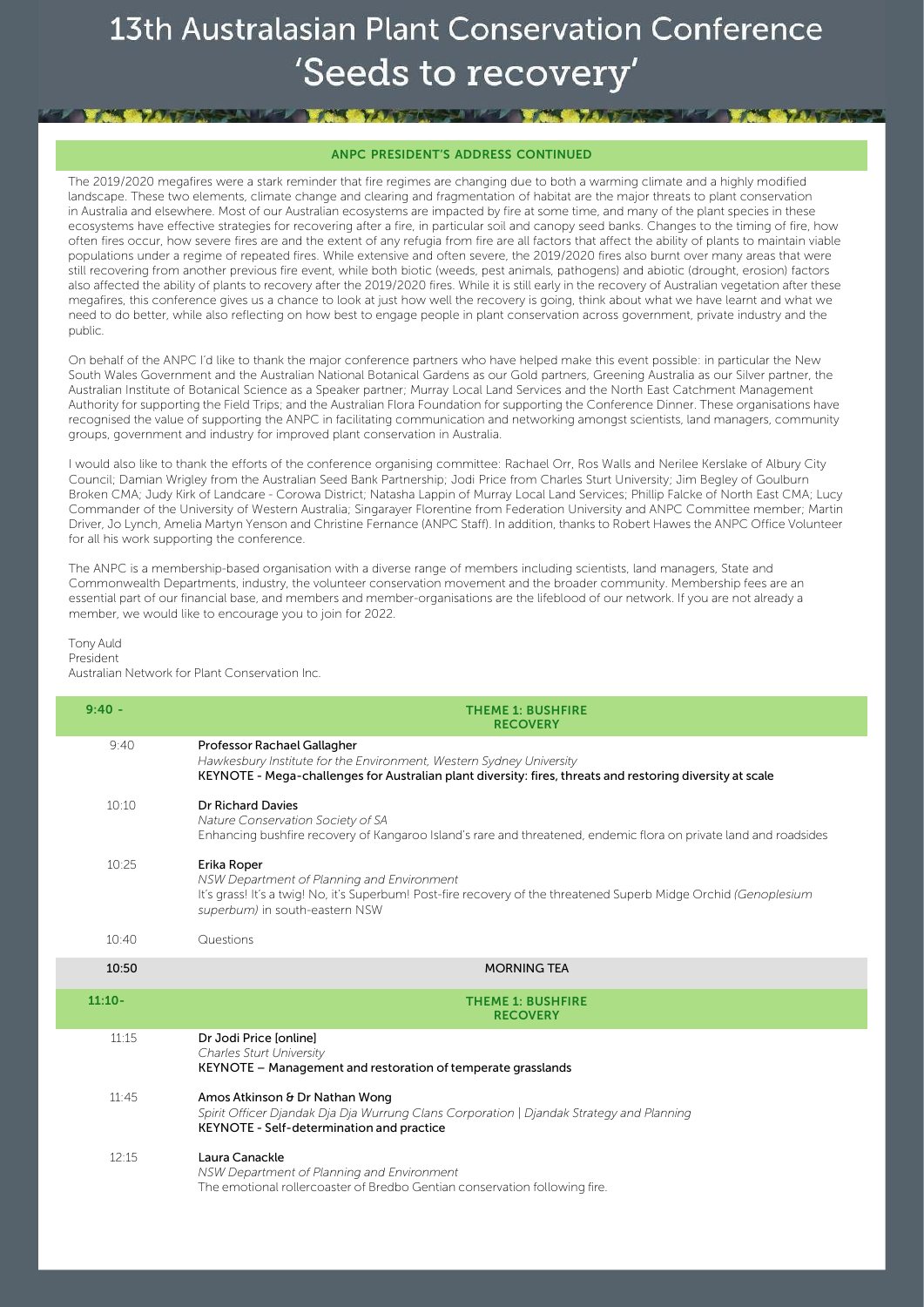# 13th Australasian Plant Conservation Conference 'Seeds to recovery'

## ANPC PRESIDENT'S ADDRESS CONTINUED

The 2019/2020 megafires were a stark reminder that fire regimes are changing due to both a warming climate and a highly modified landscape. These two elements, climate change and clearing and fragmentation of habitat are the major threats to plant conservation in Australia and elsewhere. Most of our Australian ecosystems are impacted by fire at some time, and many of the plant species in these ecosystems have effective strategies for recovering after a fire, in particular soil and canopy seed banks. Changes to the timing of fire, how often fires occur, how severe fires are and the extent of any refugia from fire are all factors that affect the ability of plants to maintain viable populations under a regime of repeated fires. While extensive and often severe, the 2019/2020 fires also burnt over many areas that were still recovering from another previous fire event, while both biotic (weeds, pest animals, pathogens) and abiotic (drought, erosion) factors also affected the ability of plants to recovery after the 2019/2020 fires. While it is still early in the recovery of Australian vegetation after these megafires, this conference gives us a chance to look at just how well the recovery is going, think about what we have learnt and what we need to do better, while also reflecting on how best to engage people in plant conservation across government, private industry and the public.

On behalf of the ANPC I'd like to thank the major conference partners who have helped make this event possible: in particular the New South Wales Government and the Australian National Botanical Gardens as our Gold partners, Greening Australia as our Silver partner, the Australian Institute of Botanical Science as a Speaker partner; Murray Local Land Services and the North East Catchment Management Authority for supporting the Field Trips; and the Australian Flora Foundation for supporting the Conference Dinner. These organisations have recognised the value of supporting the ANPC in facilitating communication and networking amongst scientists, land managers, community groups, government and industry for improved plant conservation in Australia.

I would also like to thank the efforts of the conference organising committee: Rachael Orr, Ros Walls and Nerilee Kerslake of Albury City Council; Damian Wrigley from the Australian Seed Bank Partnership; Jodi Price from Charles Sturt University; Jim Begley of Goulburn Broken CMA; Judy Kirk of Landcare - Corowa District; Natasha Lappin of Murray Local Land Services; Phillip Falcke of North East CMA; Lucy Commander of the University of Western Australia; Singarayer Florentine from Federation University and ANPC Committee member; Martin Driver, Jo Lynch, Amelia Martyn Yenson and Christine Fernance (ANPC Staff). In addition, thanks to Robert Hawes the ANPC Office Volunteer for all his work supporting the conference.

The ANPC is a membership-based organisation with a diverse range of members including scientists, land managers, State and Commonwealth Departments, industry, the volunteer conservation movement and the broader community. Membership fees are an essential part of our financial base, and members and member-organisations are the lifeblood of our network. If you are not already a member, we would like to encourage you to join for 2022.

Tony Auld
President
Australian Network for Plant Conservation Inc.

| 9:40 - | THEME 1: BUSHFIRE RECOVERY |
|---|---|
| 9:40 | **Professor Rachael Gallagher**<br>*Hawkesbury Institute for the Environment, Western Sydney University*<br>**KEYNOTE - Mega-challenges for Australian plant diversity: fires, threats and restoring diversity at scale** |
| 10:10 | **Dr Richard Davies**<br>*Nature Conservation Society of SA*<br>Enhancing bushfire recovery of Kangaroo Island's rare and threatened, endemic flora on private land and roadsides |
| 10:25 | **Erika Roper**<br>*NSW Department of Planning and Environment*<br>It's grass! It's a twig! No, it's Superbum! Post-fire recovery of the threatened Superb Midge Orchid *(Genoplesium superbum)* in south-eastern NSW |
| 10:40 | Questions |
| **10:50** | **MORNING TEA** |
| **11:10-** | **THEME 1: BUSHFIRE RECOVERY** |
| 11:15 | **Dr Jodi Price [online]**<br>*Charles Sturt University*<br>**KEYNOTE – Management and restoration of temperate grasslands** |
| 11:45 | **Amos Atkinson & Dr Nathan Wong**<br>*Spirit Officer Djandak Dja Dja Wurrung Clans Corporation \| Djandak Strategy and Planning*<br>**KEYNOTE - Self-determination and practice** |
| 12:15 | **Laura Canackle**<br>*NSW Department of Planning and Environment*<br>The emotional rollercoaster of Bredbo Gentian conservation following fire. |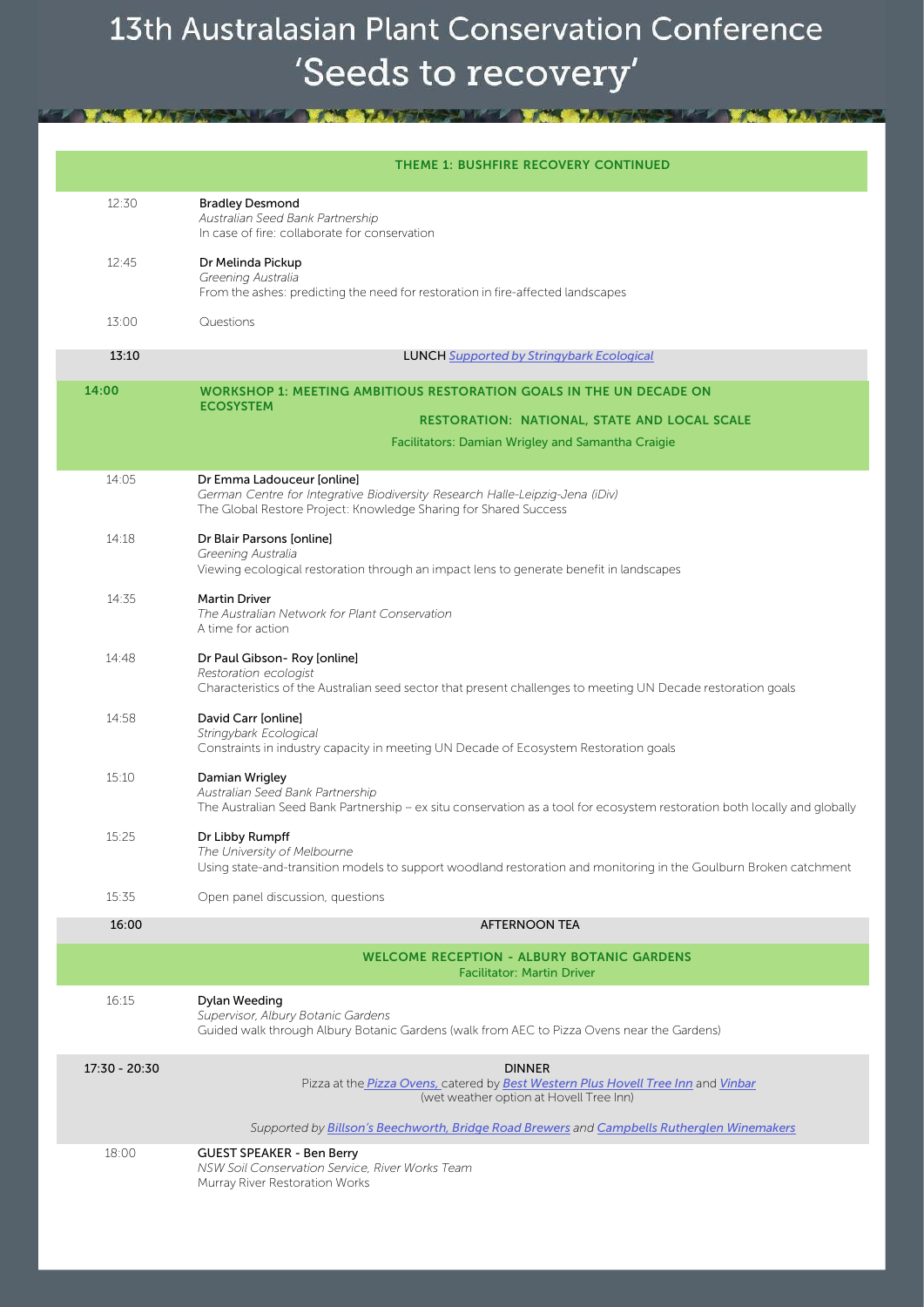# 13th Australasian Plant Conservation Conference 'Seeds to recovery'

| | THEME 1: BUSHFIRE RECOVERY CONTINUED |
|---|---|
| 12:30 | **Bradley Desmond**<br>*Australian Seed Bank Partnership*<br>In case of fire: collaborate for conservation |
| 12:45 | **Dr Melinda Pickup**<br>*Greening Australia*<br>From the ashes: predicting the need for restoration in fire-affected landscapes |
| 13:00 | Questions |
| **13:10** | LUNCH *Supported by Stringybark Ecological* |
| **14:00** | **WORKSHOP 1: MEETING AMBITIOUS RESTORATION GOALS IN THE UN DECADE ON ECOSYSTEM RESTORATION: NATIONAL, STATE AND LOCAL SCALE**<br>Facilitators: Damian Wrigley and Samantha Craigie |
| 14:05 | **Dr Emma Ladouceur [online]**<br>*German Centre for Integrative Biodiversity Research Halle-Leipzig-Jena (iDiv)*<br>The Global Restore Project: Knowledge Sharing for Shared Success |
| 14:18 | **Dr Blair Parsons [online]**<br>*Greening Australia*<br>Viewing ecological restoration through an impact lens to generate benefit in landscapes |
| 14:35 | **Martin Driver**<br>*The Australian Network for Plant Conservation*<br>A time for action |
| 14:48 | **Dr Paul Gibson- Roy [online]**<br>*Restoration ecologist*<br>Characteristics of the Australian seed sector that present challenges to meeting UN Decade restoration goals |
| 14:58 | **David Carr [online]**<br>*Stringybark Ecological*<br>Constraints in industry capacity in meeting UN Decade of Ecosystem Restoration goals |
| 15:10 | **Damian Wrigley**<br>*Australian Seed Bank Partnership*<br>The Australian Seed Bank Partnership – ex situ conservation as a tool for ecosystem restoration both locally and globally |
| 15:25 | **Dr Libby Rumpff**<br>*The University of Melbourne*<br>Using state-and-transition models to support woodland restoration and monitoring in the Goulburn Broken catchment |
| 15:35 | Open panel discussion, questions |
| **16:00** | AFTERNOON TEA |
| | **WELCOME RECEPTION - ALBURY BOTANIC GARDENS**<br>Facilitator: Martin Driver |
| 16:15 | **Dylan Weeding**<br>*Supervisor, Albury Botanic Gardens*<br>Guided walk through Albury Botanic Gardens (walk from AEC to Pizza Ovens near the Gardens) |
| **17:30 - 20:30** | DINNER<br>Pizza at the *Pizza Ovens*, catered by *Best Western Plus Hovell Tree Inn* and *Vinbar*<br>(wet weather option at Hovell Tree Inn)<br>*Supported by Billson's Beechworth, Bridge Road Brewers and Campbells Rutherglen Winemakers* |
| 18:00 | **GUEST SPEAKER - Ben Berry**<br>*NSW Soil Conservation Service, River Works Team*<br>Murray River Restoration Works |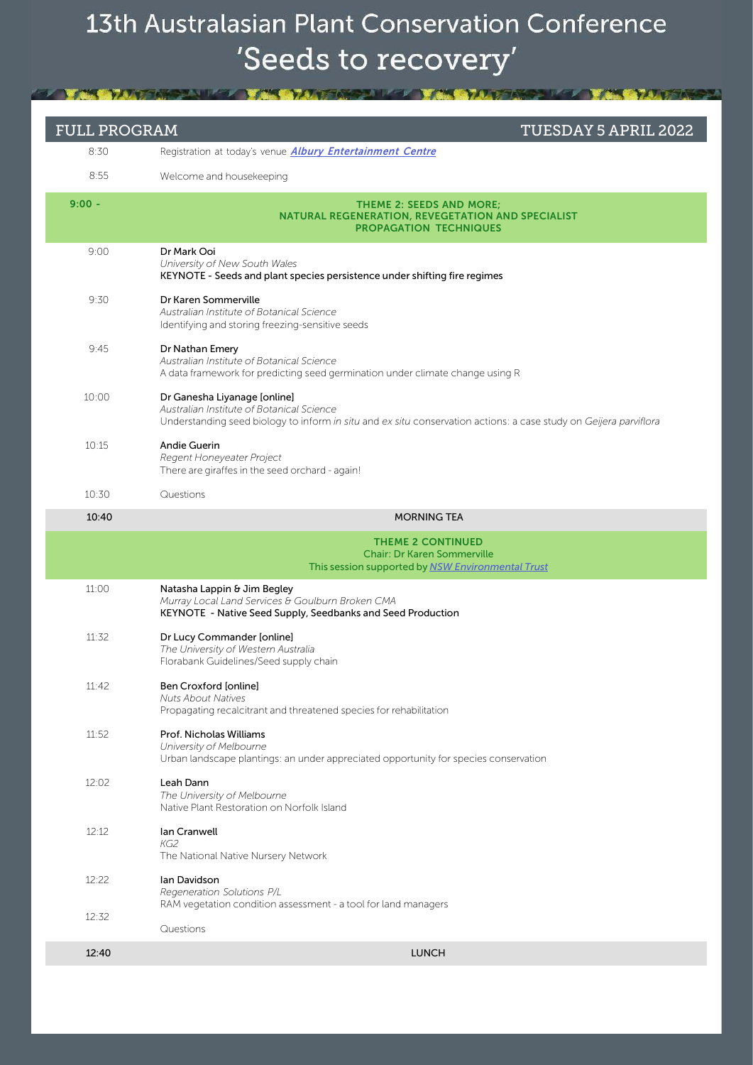# 13th Australasian Plant Conservation Conference
## 'Seeds to recovery'

## FULL PROGRAM — TUESDAY 5 APRIL 2022

| Time | |
|---|---|
| 8:30 | Registration at today's venue ***Albury Entertainment Centre*** |
| 8:55 | Welcome and housekeeping |
| **9:00 -** | **THEME 2: SEEDS AND MORE; NATURAL REGENERATION, REVEGETATION AND SPECIALIST PROPAGATION TECHNIQUES** |
| 9:00 | **Dr Mark Ooi**<br>*University of New South Wales*<br>**KEYNOTE - Seeds and plant species persistence under shifting fire regimes** |
| 9:30 | **Dr Karen Sommerville**<br>*Australian Institute of Botanical Science*<br>Identifying and storing freezing-sensitive seeds |
| 9:45 | **Dr Nathan Emery**<br>*Australian Institute of Botanical Science*<br>A data framework for predicting seed germination under climate change using R |
| 10:00 | **Dr Ganesha Liyanage [online]**<br>*Australian Institute of Botanical Science*<br>Understanding seed biology to inform *in situ* and *ex situ* conservation actions: a case study on *Geijera parviflora* |
| 10:15 | **Andie Guerin**<br>*Regent Honeyeater Project*<br>There are giraffes in the seed orchard - again! |
| 10:30 | Questions |
| **10:40** | **MORNING TEA** |
| | **THEME 2 CONTINUED**<br>Chair: Dr Karen Sommerville<br>This session supported by *NSW Environmental Trust* |
| 11:00 | **Natasha Lappin & Jim Begley**<br>*Murray Local Land Services & Goulburn Broken CMA*<br>**KEYNOTE - Native Seed Supply, Seedbanks and Seed Production** |
| 11:32 | **Dr Lucy Commander [online]**<br>*The University of Western Australia*<br>Florabank Guidelines/Seed supply chain |
| 11:42 | **Ben Croxford [online]**<br>*Nuts About Natives*<br>Propagating recalcitrant and threatened species for rehabilitation |
| 11:52 | **Prof. Nicholas Williams**<br>*University of Melbourne*<br>Urban landscape plantings: an under appreciated opportunity for species conservation |
| 12:02 | **Leah Dann**<br>*The University of Melbourne*<br>Native Plant Restoration on Norfolk Island |
| 12:12 | **Ian Cranwell**<br>*KG2*<br>The National Native Nursery Network |
| 12:22 | **Ian Davidson**<br>*Regeneration Solutions P/L*<br>RAM vegetation condition assessment - a tool for land managers |
| 12:32 | Questions |
| **12:40** | **LUNCH** |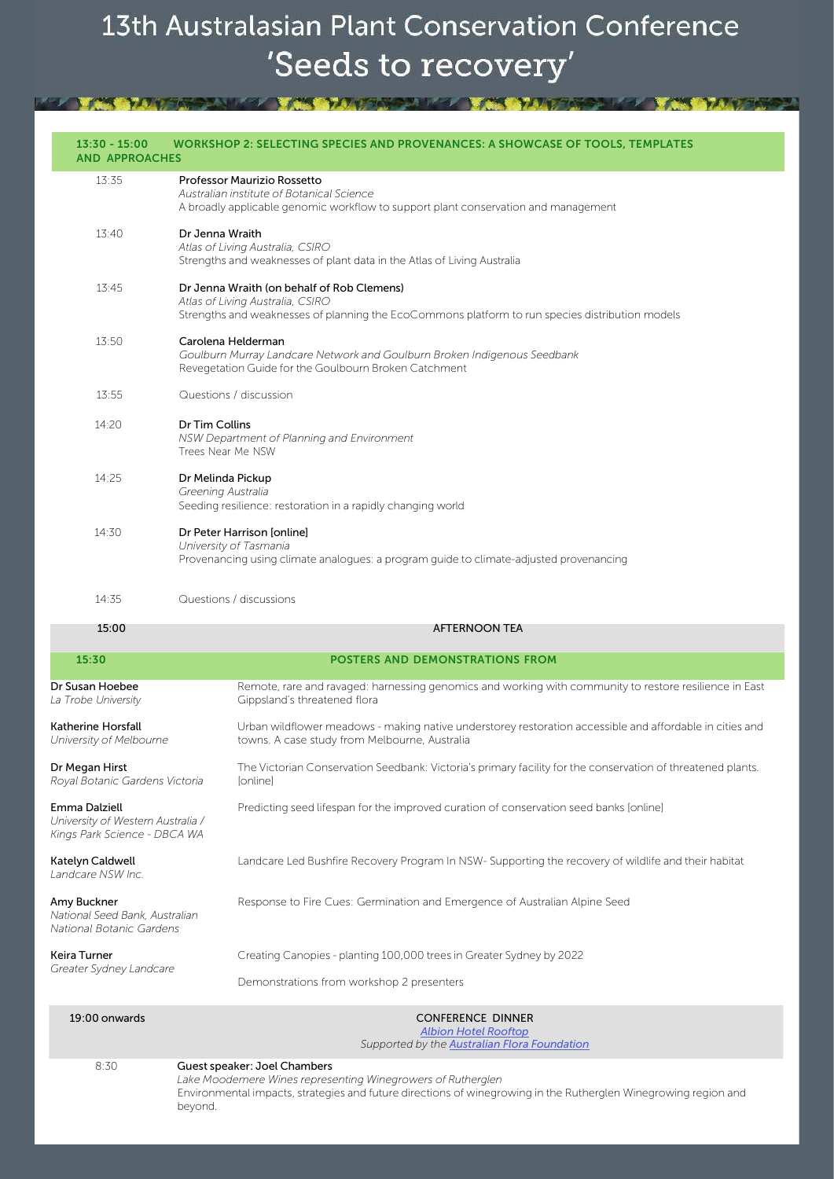# 13th Australasian Plant Conservation Conference 'Seeds to recovery'

| | |
|---|---|
| **13:30 - 15:00** | **WORKSHOP 2: SELECTING SPECIES AND PROVENANCES: A SHOWCASE OF TOOLS, TEMPLATES AND APPROACHES** |
| 13:35 | Professor Maurizio Rossetto<br>*Australian institute of Botanical Science*<br>A broadly applicable genomic workflow to support plant conservation and management |
| 13:40 | Dr Jenna Wraith<br>*Atlas of Living Australia, CSIRO*<br>Strengths and weaknesses of plant data in the Atlas of Living Australia |
| 13:45 | Dr Jenna Wraith (on behalf of Rob Clemens)<br>*Atlas of Living Australia, CSIRO*<br>Strengths and weaknesses of planning the EcoCommons platform to run species distribution models |
| 13:50 | Carolena Helderman<br>*Goulburn Murray Landcare Network and Goulburn Broken Indigenous Seedbank*<br>Revegetation Guide for the Goulbourn Broken Catchment |
| 13:55 | Questions / discussion |
| 14:20 | Dr Tim Collins<br>*NSW Department of Planning and Environment*<br>Trees Near Me NSW |
| 14:25 | Dr Melinda Pickup<br>*Greening Australia*<br>Seeding resilience: restoration in a rapidly changing world |
| 14:30 | Dr Peter Harrison [online]<br>*University of Tasmania*<br>Provenancing using climate analogues: a program guide to climate-adjusted provenancing |
| 14:35 | Questions / discussions |
| **15:00** | **AFTERNOON TEA** |

| | |
|---|---|
| **15:30** | **POSTERS AND DEMONSTRATIONS FROM** |
| Dr Susan Hoebee<br>*La Trobe University* | Remote, rare and ravaged: harnessing genomics and working with community to restore resilience in East Gippsland's threatened flora |
| Katherine Horsfall<br>*University of Melbourne* | Urban wildflower meadows - making native understorey restoration accessible and affordable in cities and towns. A case study from Melbourne, Australia |
| Dr Megan Hirst<br>*Royal Botanic Gardens Victoria* | The Victorian Conservation Seedbank: Victoria's primary facility for the conservation of threatened plants. [online] |
| Emma Dalziell<br>*University of Western Australia / Kings Park Science - DBCA WA* | Predicting seed lifespan for the improved curation of conservation seed banks [online] |
| Katelyn Caldwell<br>*Landcare NSW Inc.* | Landcare Led Bushfire Recovery Program In NSW- Supporting the recovery of wildlife and their habitat |
| Amy Buckner<br>*National Seed Bank, Australian National Botanic Gardens* | Response to Fire Cues: Germination and Emergence of Australian Alpine Seed |
| Keira Turner<br>*Greater Sydney Landcare* | Creating Canopies - planting 100,000 trees in Greater Sydney by 2022 |
| | Demonstrations from workshop 2 presenters |

| | |
|---|---|
| **19:00 onwards** | **CONFERENCE DINNER**<br>*Albion Hotel Rooftop*<br>*Supported by the Australian Flora Foundation* |
| 8:30 | Guest speaker: Joel Chambers<br>*Lake Moodemere Wines representing Winegrowers of Rutherglen*<br>Environmental impacts, strategies and future directions of winegrowing in the Rutherglen Winegrowing region and beyond. |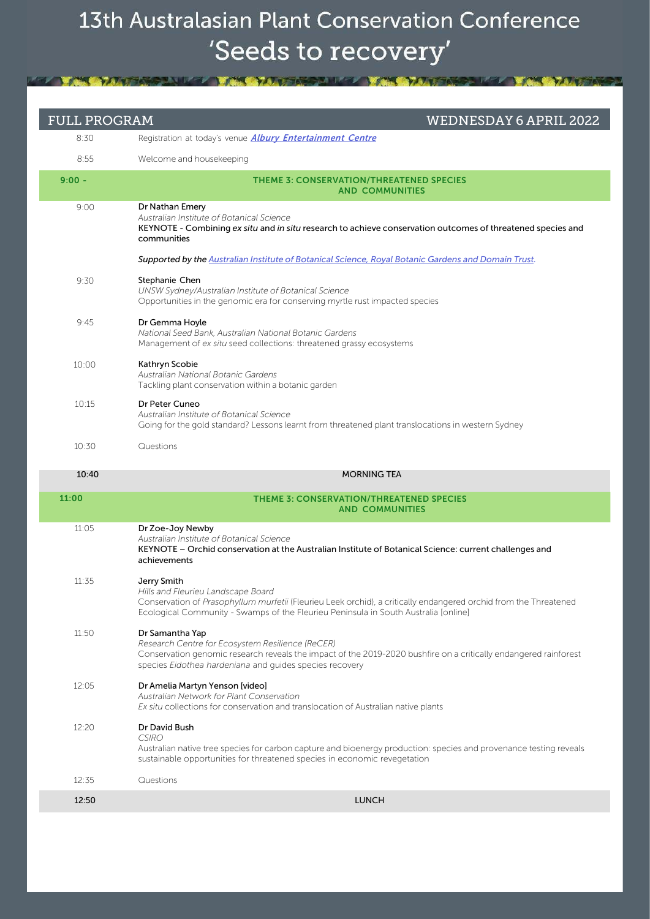# 13th Australasian Plant Conservation Conference
## 'Seeds to recovery'

## FULL PROGRAM — WEDNESDAY 6 APRIL 2022

| Time | Session |
|---|---|
| 8:30 | Registration at today's venue ***Albury Entertainment Centre*** |
| 8:55 | Welcome and housekeeping |
| **9:00 -** | **THEME 3: CONSERVATION/THREATENED SPECIES AND COMMUNITIES** |
| 9:00 | **Dr Nathan Emery**<br>*Australian Institute of Botanical Science*<br>**KEYNOTE - Combining *ex situ* and *in situ* research to achieve conservation outcomes of threatened species and communities**<br><br>***Supported by the Australian Institute of Botanical Science, Royal Botanic Gardens and Domain Trust.*** |
| 9:30 | **Stephanie Chen**<br>*UNSW Sydney/Australian Institute of Botanical Science*<br>Opportunities in the genomic era for conserving myrtle rust impacted species |
| 9:45 | **Dr Gemma Hoyle**<br>*National Seed Bank, Australian National Botanic Gardens*<br>Management of *ex situ* seed collections: threatened grassy ecosystems |
| 10:00 | **Kathryn Scobie**<br>*Australian National Botanic Gardens*<br>Tackling plant conservation within a botanic garden |
| 10:15 | **Dr Peter Cuneo**<br>*Australian Institute of Botanical Science*<br>Going for the gold standard? Lessons learnt from threatened plant translocations in western Sydney |
| 10:30 | Questions |
| **10:40** | **MORNING TEA** |
| **11:00** | **THEME 3: CONSERVATION/THREATENED SPECIES AND COMMUNITIES** |
| 11:05 | **Dr Zoe-Joy Newby**<br>*Australian Institute of Botanical Science*<br>**KEYNOTE – Orchid conservation at the Australian Institute of Botanical Science: current challenges and achievements** |
| 11:35 | **Jerry Smith**<br>*Hills and Fleurieu Landscape Board*<br>Conservation of *Prasophyllum murfetii* (Fleurieu Leek orchid), a critically endangered orchid from the Threatened Ecological Community - Swamps of the Fleurieu Peninsula in South Australia [online] |
| 11:50 | **Dr Samantha Yap**<br>*Research Centre for Ecosystem Resilience (ReCER)*<br>Conservation genomic research reveals the impact of the 2019-2020 bushfire on a critically endangered rainforest species *Eidothea hardeniana* and guides species recovery |
| 12:05 | **Dr Amelia Martyn Yenson [video]**<br>*Australian Network for Plant Conservation*<br>*Ex situ* collections for conservation and translocation of Australian native plants |
| 12:20 | **Dr David Bush**<br>*CSIRO*<br>Australian native tree species for carbon capture and bioenergy production: species and provenance testing reveals sustainable opportunities for threatened species in economic revegetation |
| 12:35 | Questions |
| **12:50** | **LUNCH** |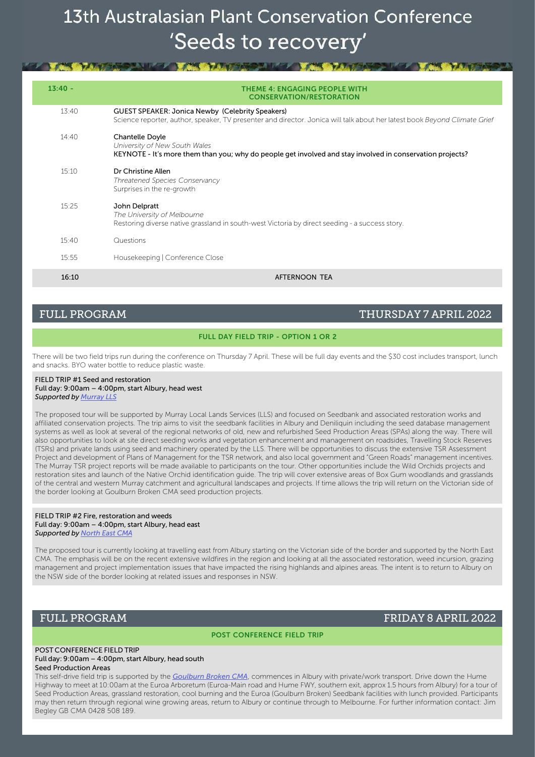# 13th Australasian Plant Conservation Conference 'Seeds to recovery'

| 13:40 - | THEME 4: ENGAGING PEOPLE WITH CONSERVATION/RESTORATION |
|---|---|
| 13:40 | GUEST SPEAKER: Jonica Newby (Celebrity Speakers)<br>Science reporter, author, speaker, TV presenter and director. Jonica will talk about her latest book *Beyond Climate Grief* |
| 14:40 | Chantelle Doyle<br>*University of New South Wales*<br>**KEYNOTE - It's more them than you; why do people get involved and stay involved in conservation projects?** |
| 15:10 | Dr Christine Allen<br>*Threatened Species Conservancy*<br>Surprises in the re-growth |
| 15:25 | John Delpratt<br>*The University of Melbourne*<br>Restoring diverse native grassland in south-west Victoria by direct seeding - a success story. |
| 15:40 | Questions |
| 15:55 | Housekeeping \| Conference Close |
| 16:10 | AFTERNOON TEA |

## FULL PROGRAM — THURSDAY 7 APRIL 2022

### FULL DAY FIELD TRIP - OPTION 1 OR 2

There will be two field trips run during the conference on Thursday 7 April. These will be full day events and the $30 cost includes transport, lunch and snacks. BYO water bottle to reduce plastic waste.

**FIELD TRIP #1 Seed and restoration**
**Full day: 9:00am – 4:00pm, start Albury, head west**
***Supported by Murray LLS***

The proposed tour will be supported by Murray Local Lands Services (LLS) and focused on Seedbank and associated restoration works and affiliated conservation projects. The trip aims to visit the seedbank facilities in Albury and Deniliquin including the seed database management systems as well as look at several of the regional networks of old, new and refurbished Seed Production Areas (SPAs) along the way. There will also opportunities to look at site direct seeding works and vegetation enhancement and management on roadsides, Travelling Stock Reserves (TSRs) and private lands using seed and machinery operated by the LLS. There will be opportunities to discuss the extensive TSR Assessment Project and development of Plans of Management for the TSR network, and also local government and "Green Roads" management incentives. The Murray TSR project reports will be made available to participants on the tour. Other opportunities include the Wild Orchids projects and restoration sites and launch of the Native Orchid identification guide. The trip will cover extensive areas of Box Gum woodlands and grasslands of the central and western Murray catchment and agricultural landscapes and projects. If time allows the trip will return on the Victorian side of the border looking at Goulburn Broken CMA seed production projects.

**FIELD TRIP #2 Fire, restoration and weeds**
**Full day: 9:00am – 4:00pm, start Albury, head east**
***Supported by North East CMA***

The proposed tour is currently looking at travelling east from Albury starting on the Victorian side of the border and supported by the North East CMA. The emphasis will be on the recent extensive wildfires in the region and looking at all the associated restoration, weed incursion, grazing management and project implementation issues that have impacted the rising highlands and alpines areas. The intent is to return to Albury on the NSW side of the border looking at related issues and responses in NSW.

## FULL PROGRAM — FRIDAY 8 APRIL 2022

### POST CONFERENCE FIELD TRIP

**POST CONFERENCE FIELD TRIP**
**Full day: 9:00am – 4:00pm, start Albury, head south**
**Seed Production Areas**

This self-drive field trip is supported by the *Goulburn Broken CMA*, commences in Albury with private/work transport. Drive down the Hume Highway to meet at 10:00am at the Euroa Arboretum (Euroa-Main road and Hume FWY, southern exit, approx 1.5 hours from Albury) for a tour of Seed Production Areas, grassland restoration, cool burning and the Euroa (Goulburn Broken) Seedbank facilities with lunch provided. Participants may then return through regional wine growing areas, return to Albury or continue through to Melbourne. For further information contact: Jim Begley GB CMA 0428 508 189.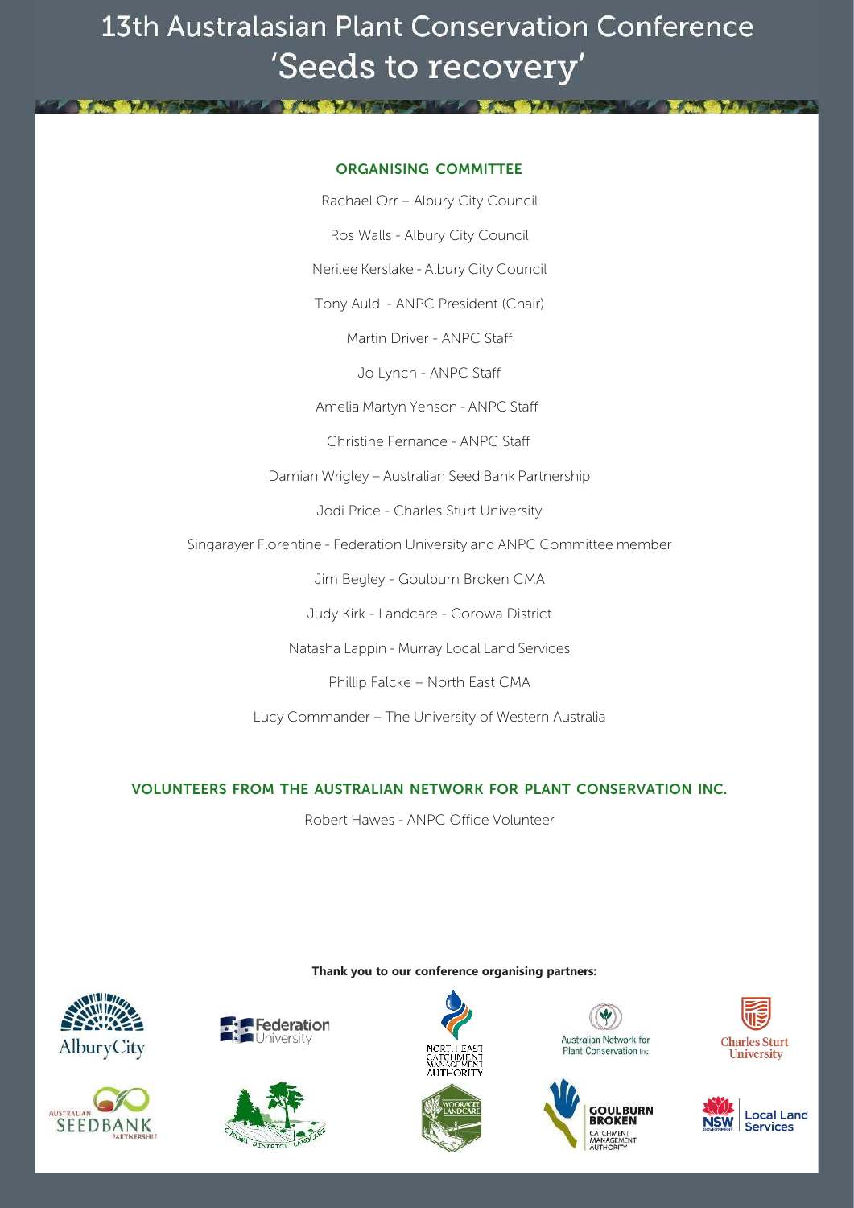# 13th Australasian Plant Conservation Conference 'Seeds to recovery'

## ORGANISING COMMITTEE

Rachael Orr – Albury City Council

Ros Walls - Albury City Council

Nerilee Kerslake - Albury City Council

Tony Auld - ANPC President (Chair)

Martin Driver - ANPC Staff

Jo Lynch - ANPC Staff

Amelia Martyn Yenson - ANPC Staff

Christine Fernance - ANPC Staff

Damian Wrigley – Australian Seed Bank Partnership

Jodi Price - Charles Sturt University

Singarayer Florentine - Federation University and ANPC Committee member

Jim Begley - Goulburn Broken CMA

Judy Kirk - Landcare - Corowa District

Natasha Lappin - Murray Local Land Services

Phillip Falcke – North East CMA

Lucy Commander – The University of Western Australia

## VOLUNTEERS FROM THE AUSTRALIAN NETWORK FOR PLANT CONSERVATION INC.

Robert Hawes - ANPC Office Volunteer

**Thank you to our conference organising partners:**

AlburyCity

Federation University

North East Catchment Management Authority

Australian Network for Plant Conservation Inc

Charles Sturt University

Australian Seedbank Partnership

Corowa District Landcare

Wooragee Landcare

Goulburn Broken Catchment Management Authority

NSW Government Local Land Services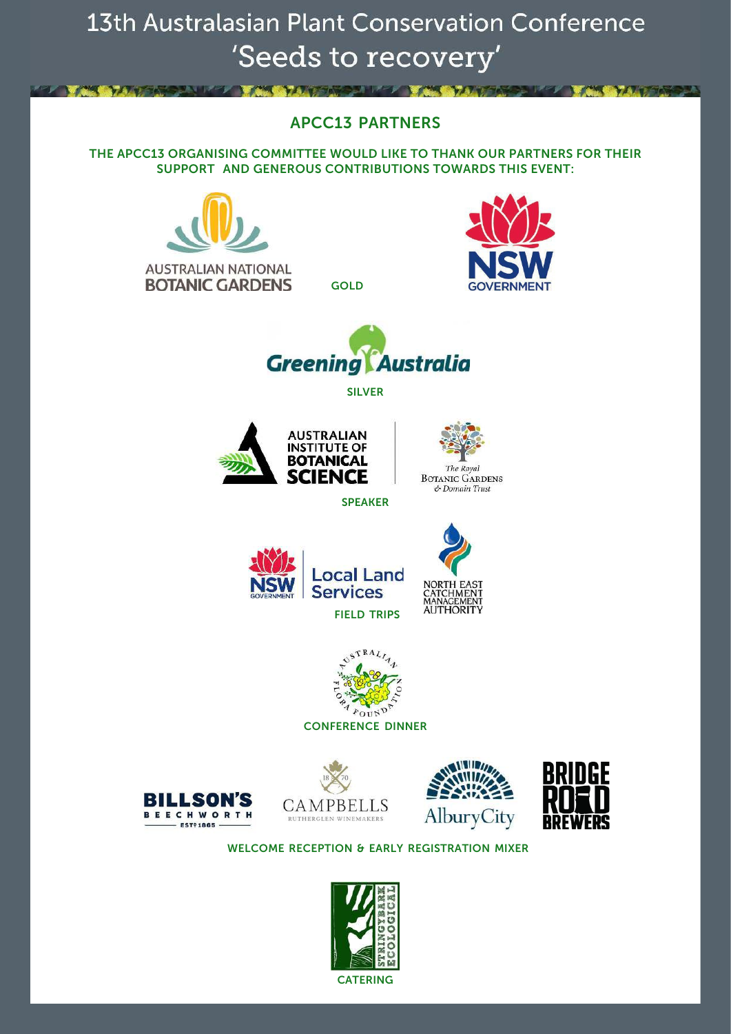# 13th Australasian Plant Conservation Conference 'Seeds to recovery'

## APCC13 PARTNERS

THE APCC13 ORGANISING COMMITTEE WOULD LIKE TO THANK OUR PARTNERS FOR THEIR SUPPORT AND GENEROUS CONTRIBUTIONS TOWARDS THIS EVENT:

AUSTRALIAN NATIONAL BOTANIC GARDENS

NSW GOVERNMENT

GOLD

Greening Australia

SILVER

AUSTRALIAN INSTITUTE OF BOTANICAL SCIENCE

The Royal Botanic Gardens & Domain Trust

SPEAKER

NSW GOVERNMENT Local Land Services

NORTH EAST CATCHMENT MANAGEMENT AUTHORITY

FIELD TRIPS

AUSTRALIAN FLORA FOUNDATION

CONFERENCE DINNER

BILLSON'S BEECHWORTH EST. 1865

CAMPBELLS RUTHERGLEN WINEMAKERS 1870

AlburyCity

BRIDGE ROAD BREWERS

WELCOME RECEPTION & EARLY REGISTRATION MIXER

STRINGYBARK ECOLOGICAL

CATERING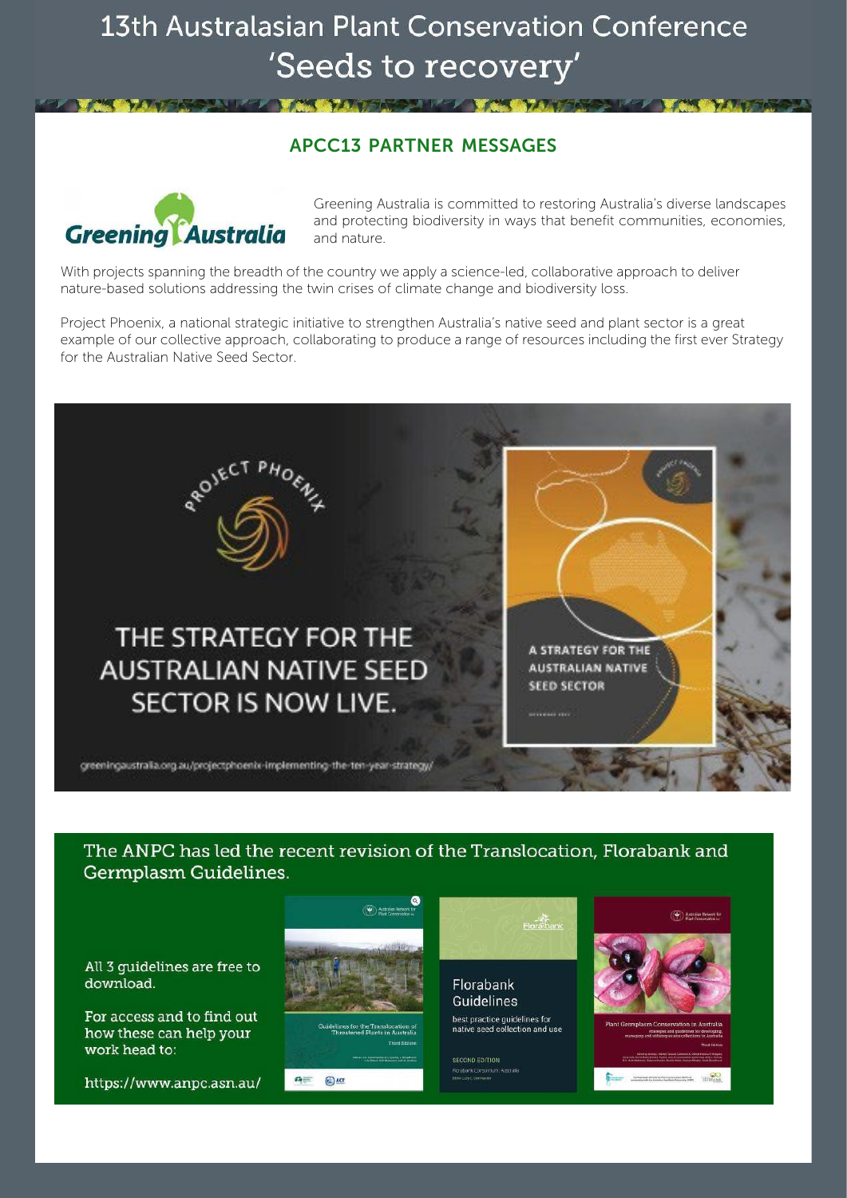# 13th Australasian Plant Conservation Conference 'Seeds to recovery'

## APCC13 PARTNER MESSAGES

Greening Australia

Greening Australia is committed to restoring Australia's diverse landscapes and protecting biodiversity in ways that benefit communities, economies, and nature.

With projects spanning the breadth of the country we apply a science-led, collaborative approach to deliver nature-based solutions addressing the twin crises of climate change and biodiversity loss.

Project Phoenix, a national strategic initiative to strengthen Australia's native seed and plant sector is a great example of our collective approach, collaborating to produce a range of resources including the first ever Strategy for the Australian Native Seed Sector.

PROJECT PHOENIX

THE STRATEGY FOR THE AUSTRALIAN NATIVE SEED SECTOR IS NOW LIVE.

A STRATEGY FOR THE AUSTRALIAN NATIVE SEED SECTOR

greeningaustralia.org.au/projectphoenix-implementing-the-ten-year-strategy/

The ANPC has led the recent revision of the Translocation, Florabank and Germplasm Guidelines.

All 3 guidelines are free to download.

For access and to find out how these can help your work head to:

https://www.anpc.asn.au/

Guidelines for the Translocation of Threatened Plants in Australia, Third Edition

Florabank Guidelines: best practice guidelines for native seed collection and use, SECOND EDITION

Plant Germplasm Conservation in Australia: strategies and guidelines for developing, managing and utilising ex situ collections, Third Edition